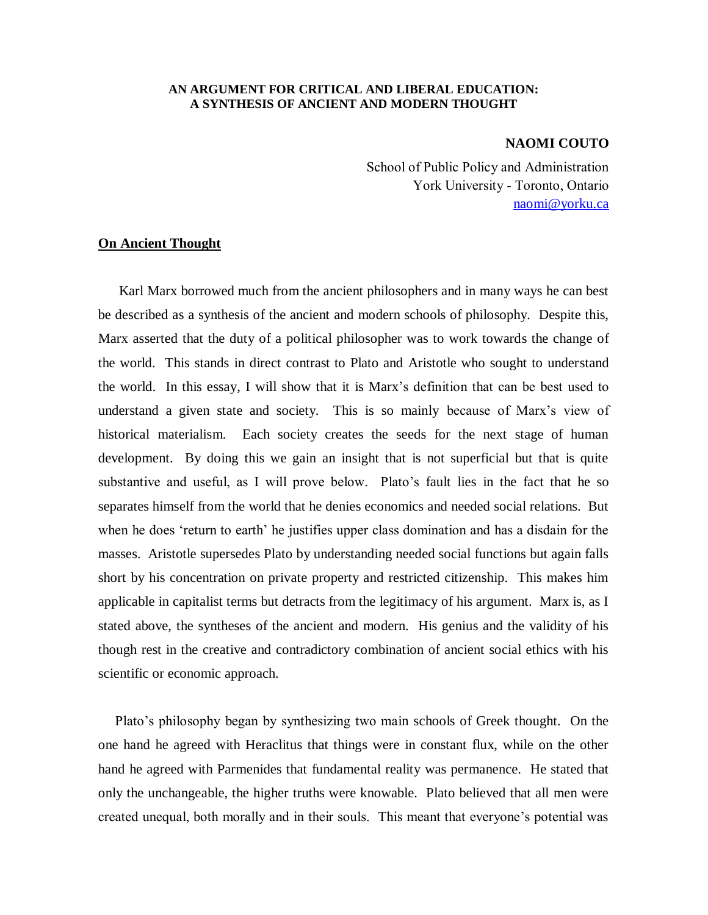**AN ARGUMENT FOR CRITICAL AND LIBERAL EDUCATION:**
**A SYNTHESIS OF ANCIENT AND MODERN THOUGHT**

**NAOMI COUTO**

School of Public Policy and Administration
York University - Toronto, Ontario
naomi@yorku.ca

## On Ancient Thought

Karl Marx borrowed much from the ancient philosophers and in many ways he can best be described as a synthesis of the ancient and modern schools of philosophy. Despite this, Marx asserted that the duty of a political philosopher was to work towards the change of the world. This stands in direct contrast to Plato and Aristotle who sought to understand the world. In this essay, I will show that it is Marx's definition that can be best used to understand a given state and society. This is so mainly because of Marx's view of historical materialism. Each society creates the seeds for the next stage of human development. By doing this we gain an insight that is not superficial but that is quite substantive and useful, as I will prove below. Plato's fault lies in the fact that he so separates himself from the world that he denies economics and needed social relations. But when he does 'return to earth' he justifies upper class domination and has a disdain for the masses. Aristotle supersedes Plato by understanding needed social functions but again falls short by his concentration on private property and restricted citizenship. This makes him applicable in capitalist terms but detracts from the legitimacy of his argument. Marx is, as I stated above, the syntheses of the ancient and modern. His genius and the validity of his though rest in the creative and contradictory combination of ancient social ethics with his scientific or economic approach.

Plato's philosophy began by synthesizing two main schools of Greek thought. On the one hand he agreed with Heraclitus that things were in constant flux, while on the other hand he agreed with Parmenides that fundamental reality was permanence. He stated that only the unchangeable, the higher truths were knowable. Plato believed that all men were created unequal, both morally and in their souls. This meant that everyone's potential was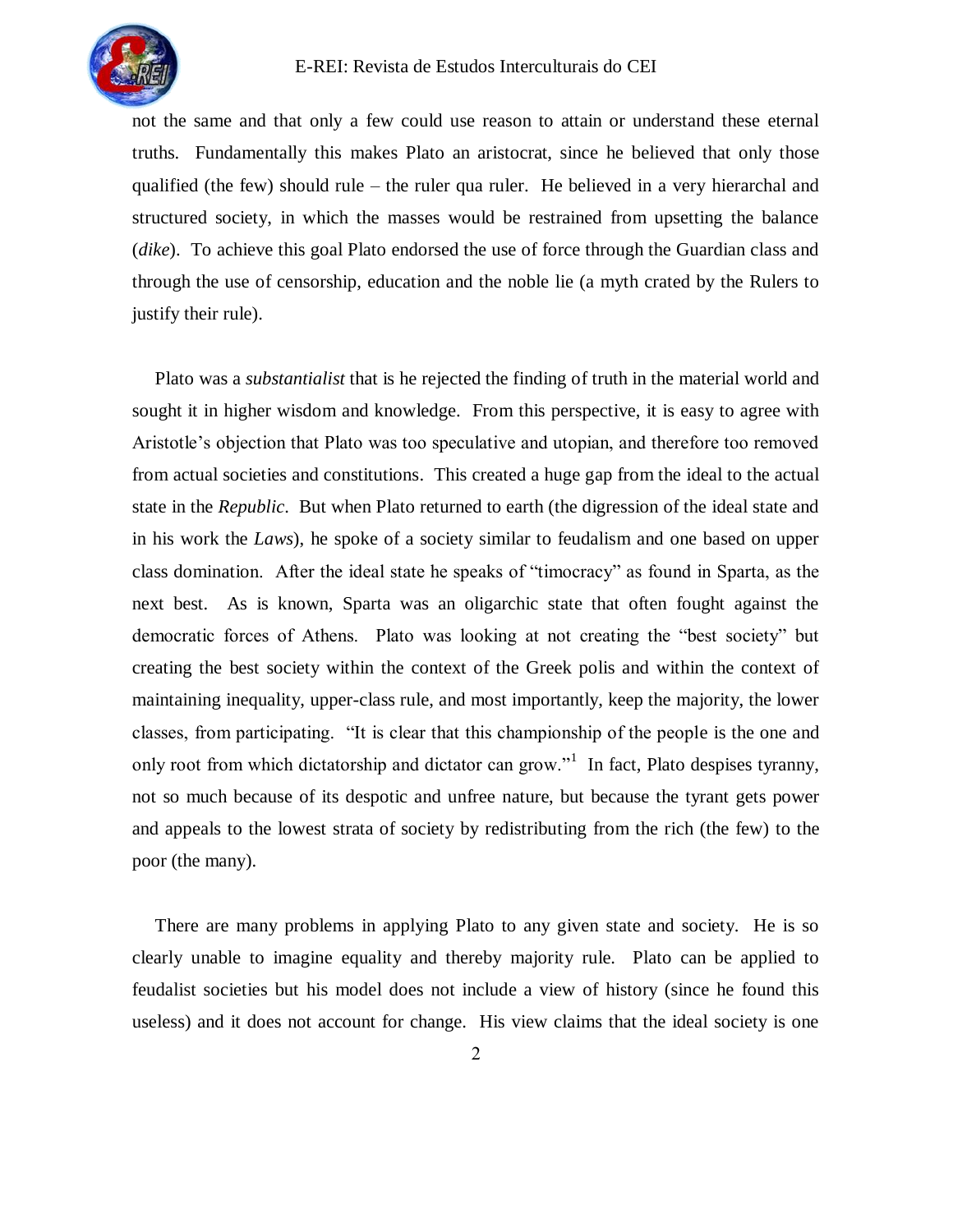not the same and that only a few could use reason to attain or understand these eternal truths. Fundamentally this makes Plato an aristocrat, since he believed that only those qualified (the few) should rule – the ruler qua ruler. He believed in a very hierarchal and structured society, in which the masses would be restrained from upsetting the balance (*dike*). To achieve this goal Plato endorsed the use of force through the Guardian class and through the use of censorship, education and the noble lie (a myth crated by the Rulers to justify their rule).

Plato was a *substantialist* that is he rejected the finding of truth in the material world and sought it in higher wisdom and knowledge. From this perspective, it is easy to agree with Aristotle's objection that Plato was too speculative and utopian, and therefore too removed from actual societies and constitutions. This created a huge gap from the ideal to the actual state in the *Republic*. But when Plato returned to earth (the digression of the ideal state and in his work the *Laws*), he spoke of a society similar to feudalism and one based on upper class domination. After the ideal state he speaks of "timocracy" as found in Sparta, as the next best. As is known, Sparta was an oligarchic state that often fought against the democratic forces of Athens. Plato was looking at not creating the "best society" but creating the best society within the context of the Greek polis and within the context of maintaining inequality, upper-class rule, and most importantly, keep the majority, the lower classes, from participating. "It is clear that this championship of the people is the one and only root from which dictatorship and dictator can grow."[1] In fact, Plato despises tyranny, not so much because of its despotic and unfree nature, but because the tyrant gets power and appeals to the lowest strata of society by redistributing from the rich (the few) to the poor (the many).

There are many problems in applying Plato to any given state and society. He is so clearly unable to imagine equality and thereby majority rule. Plato can be applied to feudalist societies but his model does not include a view of history (since he found this useless) and it does not account for change. His view claims that the ideal society is one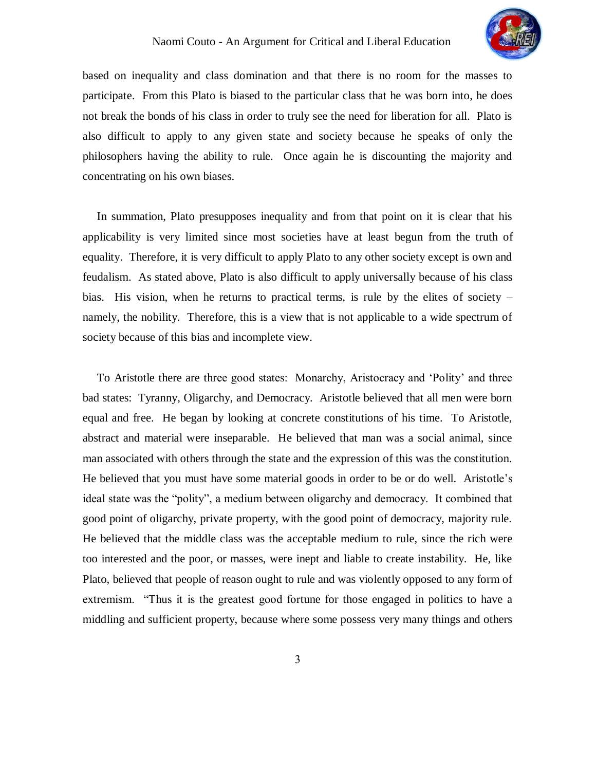based on inequality and class domination and that there is no room for the masses to participate. From this Plato is biased to the particular class that he was born into, he does not break the bonds of his class in order to truly see the need for liberation for all. Plato is also difficult to apply to any given state and society because he speaks of only the philosophers having the ability to rule. Once again he is discounting the majority and concentrating on his own biases.

In summation, Plato presupposes inequality and from that point on it is clear that his applicability is very limited since most societies have at least begun from the truth of equality. Therefore, it is very difficult to apply Plato to any other society except is own and feudalism. As stated above, Plato is also difficult to apply universally because of his class bias. His vision, when he returns to practical terms, is rule by the elites of society – namely, the nobility. Therefore, this is a view that is not applicable to a wide spectrum of society because of this bias and incomplete view.

To Aristotle there are three good states: Monarchy, Aristocracy and 'Polity' and three bad states: Tyranny, Oligarchy, and Democracy. Aristotle believed that all men were born equal and free. He began by looking at concrete constitutions of his time. To Aristotle, abstract and material were inseparable. He believed that man was a social animal, since man associated with others through the state and the expression of this was the constitution. He believed that you must have some material goods in order to be or do well. Aristotle's ideal state was the "polity", a medium between oligarchy and democracy. It combined that good point of oligarchy, private property, with the good point of democracy, majority rule. He believed that the middle class was the acceptable medium to rule, since the rich were too interested and the poor, or masses, were inept and liable to create instability. He, like Plato, believed that people of reason ought to rule and was violently opposed to any form of extremism. "Thus it is the greatest good fortune for those engaged in politics to have a middling and sufficient property, because where some possess very many things and others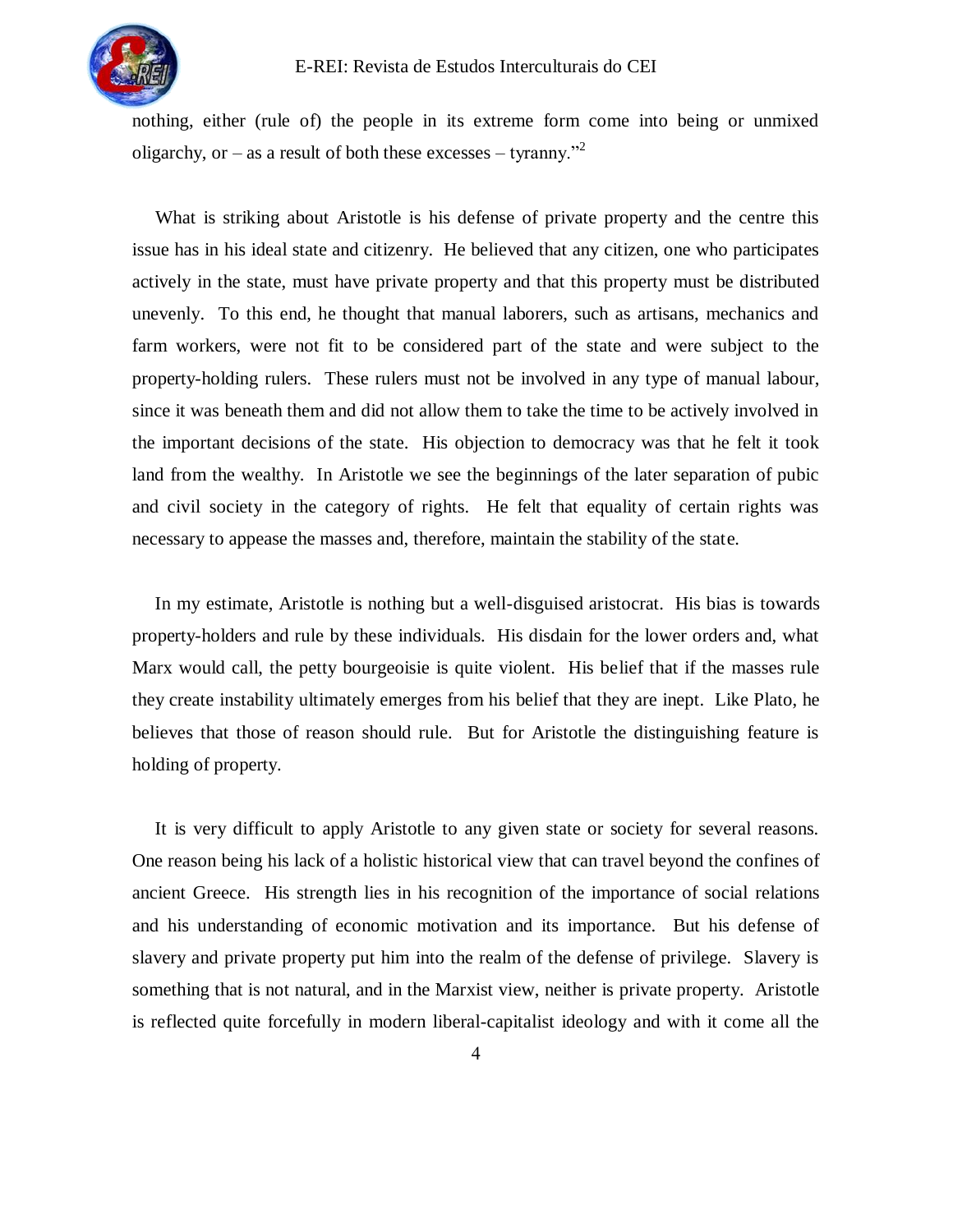nothing, either (rule of) the people in its extreme form come into being or unmixed oligarchy, or – as a result of both these excesses – tyranny."[2]

What is striking about Aristotle is his defense of private property and the centre this issue has in his ideal state and citizenry. He believed that any citizen, one who participates actively in the state, must have private property and that this property must be distributed unevenly. To this end, he thought that manual laborers, such as artisans, mechanics and farm workers, were not fit to be considered part of the state and were subject to the property-holding rulers. These rulers must not be involved in any type of manual labour, since it was beneath them and did not allow them to take the time to be actively involved in the important decisions of the state. His objection to democracy was that he felt it took land from the wealthy. In Aristotle we see the beginnings of the later separation of pubic and civil society in the category of rights. He felt that equality of certain rights was necessary to appease the masses and, therefore, maintain the stability of the state.

In my estimate, Aristotle is nothing but a well-disguised aristocrat. His bias is towards property-holders and rule by these individuals. His disdain for the lower orders and, what Marx would call, the petty bourgeoisie is quite violent. His belief that if the masses rule they create instability ultimately emerges from his belief that they are inept. Like Plato, he believes that those of reason should rule. But for Aristotle the distinguishing feature is holding of property.

It is very difficult to apply Aristotle to any given state or society for several reasons. One reason being his lack of a holistic historical view that can travel beyond the confines of ancient Greece. His strength lies in his recognition of the importance of social relations and his understanding of economic motivation and its importance. But his defense of slavery and private property put him into the realm of the defense of privilege. Slavery is something that is not natural, and in the Marxist view, neither is private property. Aristotle is reflected quite forcefully in modern liberal-capitalist ideology and with it come all the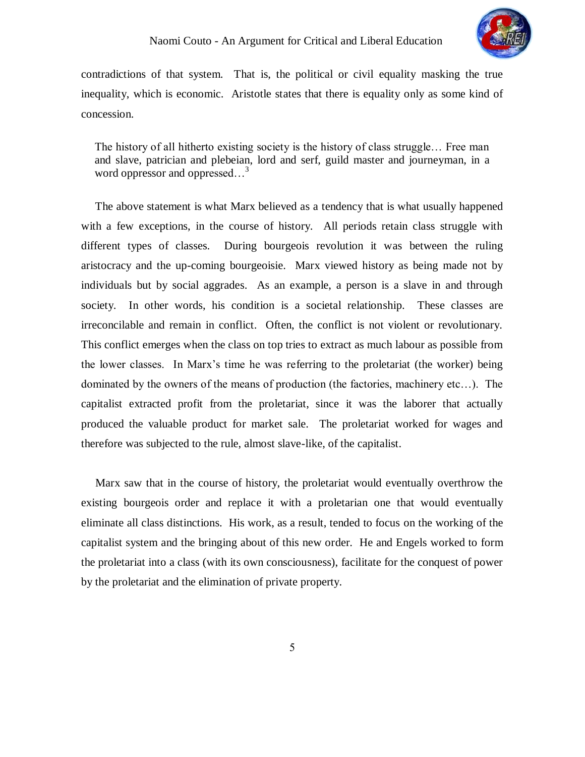contradictions of that system. That is, the political or civil equality masking the true inequality, which is economic. Aristotle states that there is equality only as some kind of concession.

> The history of all hitherto existing society is the history of class struggle… Free man and slave, patrician and plebeian, lord and serf, guild master and journeyman, in a word oppressor and oppressed…[3]

The above statement is what Marx believed as a tendency that is what usually happened with a few exceptions, in the course of history. All periods retain class struggle with different types of classes. During bourgeois revolution it was between the ruling aristocracy and the up-coming bourgeoisie. Marx viewed history as being made not by individuals but by social aggrades. As an example, a person is a slave in and through society. In other words, his condition is a societal relationship. These classes are irreconcilable and remain in conflict. Often, the conflict is not violent or revolutionary. This conflict emerges when the class on top tries to extract as much labour as possible from the lower classes. In Marx's time he was referring to the proletariat (the worker) being dominated by the owners of the means of production (the factories, machinery etc…). The capitalist extracted profit from the proletariat, since it was the laborer that actually produced the valuable product for market sale. The proletariat worked for wages and therefore was subjected to the rule, almost slave-like, of the capitalist.

Marx saw that in the course of history, the proletariat would eventually overthrow the existing bourgeois order and replace it with a proletarian one that would eventually eliminate all class distinctions. His work, as a result, tended to focus on the working of the capitalist system and the bringing about of this new order. He and Engels worked to form the proletariat into a class (with its own consciousness), facilitate for the conquest of power by the proletariat and the elimination of private property.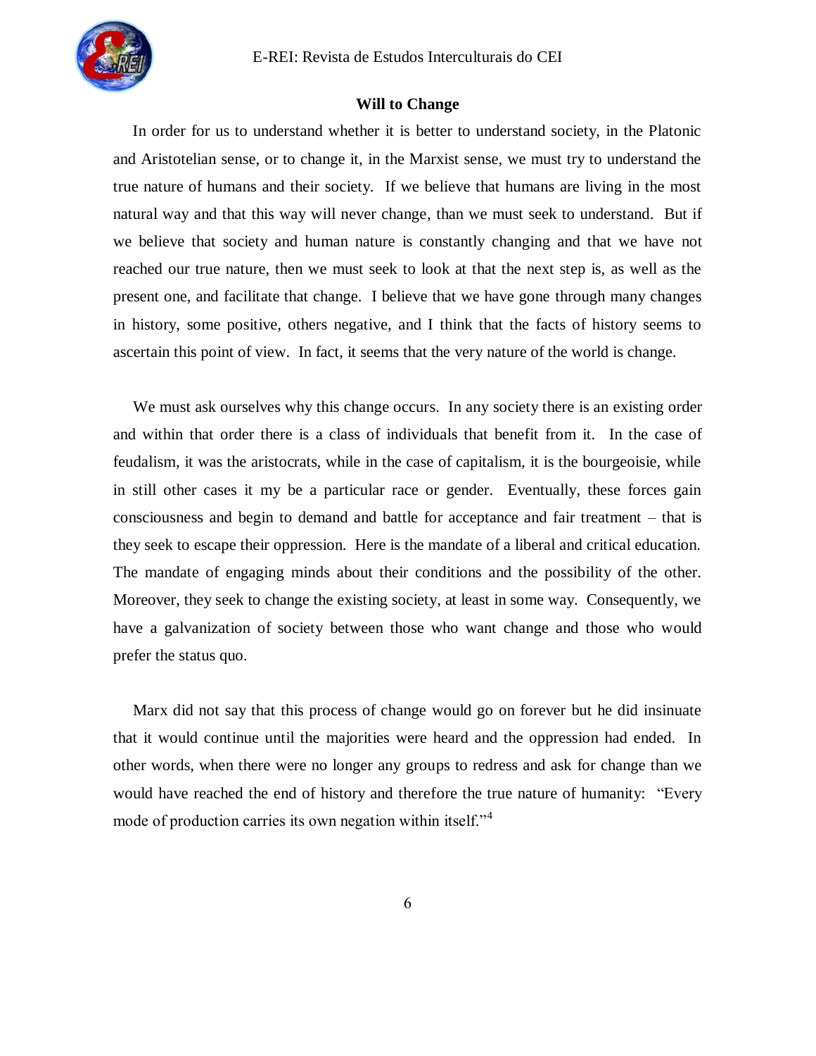### Will to Change

In order for us to understand whether it is better to understand society, in the Platonic and Aristotelian sense, or to change it, in the Marxist sense, we must try to understand the true nature of humans and their society. If we believe that humans are living in the most natural way and that this way will never change, than we must seek to understand. But if we believe that society and human nature is constantly changing and that we have not reached our true nature, then we must seek to look at that the next step is, as well as the present one, and facilitate that change. I believe that we have gone through many changes in history, some positive, others negative, and I think that the facts of history seems to ascertain this point of view. In fact, it seems that the very nature of the world is change.

We must ask ourselves why this change occurs. In any society there is an existing order and within that order there is a class of individuals that benefit from it. In the case of feudalism, it was the aristocrats, while in the case of capitalism, it is the bourgeoisie, while in still other cases it my be a particular race or gender. Eventually, these forces gain consciousness and begin to demand and battle for acceptance and fair treatment – that is they seek to escape their oppression. Here is the mandate of a liberal and critical education. The mandate of engaging minds about their conditions and the possibility of the other. Moreover, they seek to change the existing society, at least in some way. Consequently, we have a galvanization of society between those who want change and those who would prefer the status quo.

Marx did not say that this process of change would go on forever but he did insinuate that it would continue until the majorities were heard and the oppression had ended. In other words, when there were no longer any groups to redress and ask for change than we would have reached the end of history and therefore the true nature of humanity: "Every mode of production carries its own negation within itself."[4]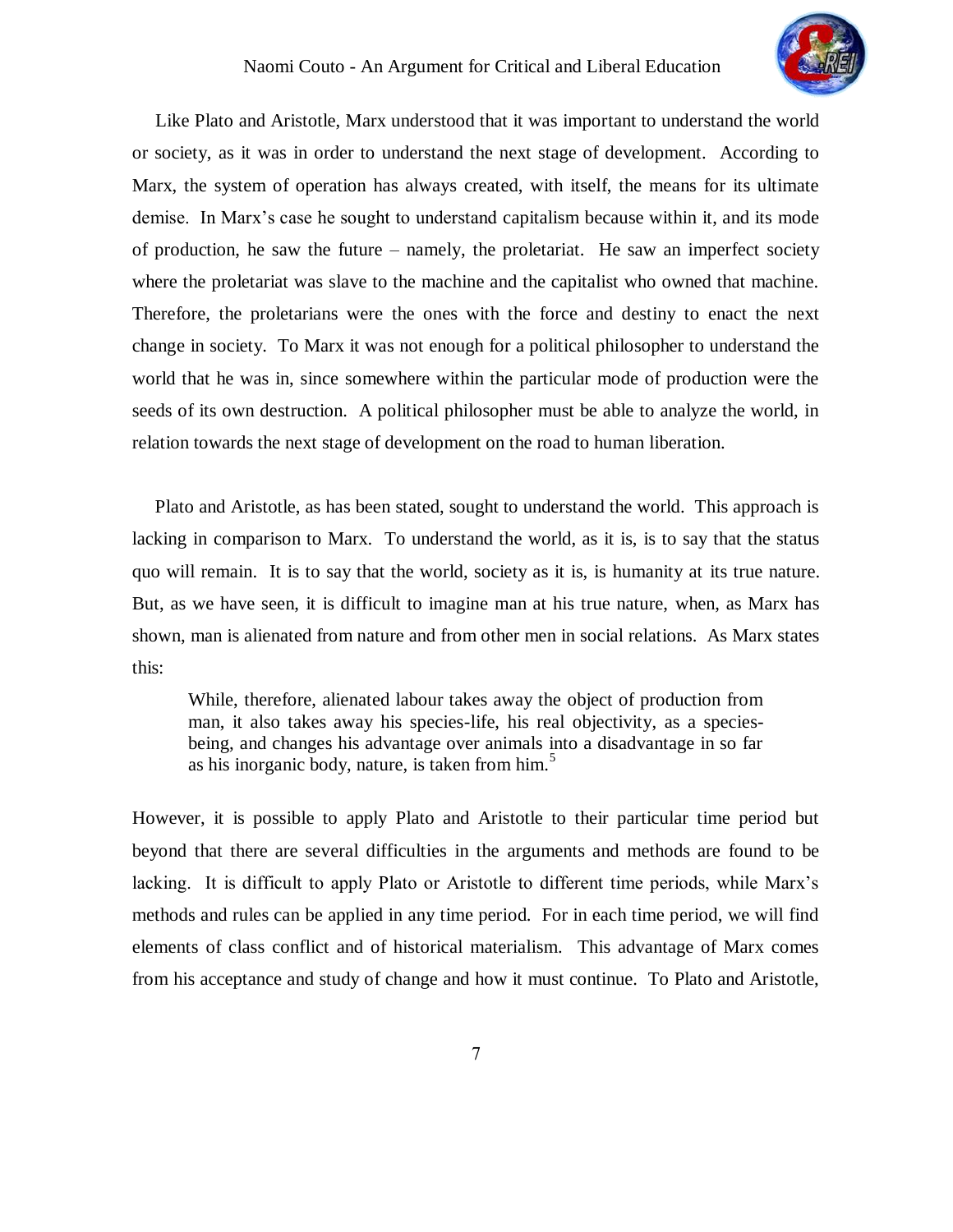Like Plato and Aristotle, Marx understood that it was important to understand the world or society, as it was in order to understand the next stage of development. According to Marx, the system of operation has always created, with itself, the means for its ultimate demise. In Marx's case he sought to understand capitalism because within it, and its mode of production, he saw the future – namely, the proletariat. He saw an imperfect society where the proletariat was slave to the machine and the capitalist who owned that machine. Therefore, the proletarians were the ones with the force and destiny to enact the next change in society. To Marx it was not enough for a political philosopher to understand the world that he was in, since somewhere within the particular mode of production were the seeds of its own destruction. A political philosopher must be able to analyze the world, in relation towards the next stage of development on the road to human liberation.

Plato and Aristotle, as has been stated, sought to understand the world. This approach is lacking in comparison to Marx. To understand the world, as it is, is to say that the status quo will remain. It is to say that the world, society as it is, is humanity at its true nature. But, as we have seen, it is difficult to imagine man at his true nature, when, as Marx has shown, man is alienated from nature and from other men in social relations. As Marx states this:

> While, therefore, alienated labour takes away the object of production from man, it also takes away his species-life, his real objectivity, as a species-being, and changes his advantage over animals into a disadvantage in so far as his inorganic body, nature, is taken from him.[5]

However, it is possible to apply Plato and Aristotle to their particular time period but beyond that there are several difficulties in the arguments and methods are found to be lacking. It is difficult to apply Plato or Aristotle to different time periods, while Marx's methods and rules can be applied in any time period. For in each time period, we will find elements of class conflict and of historical materialism. This advantage of Marx comes from his acceptance and study of change and how it must continue. To Plato and Aristotle,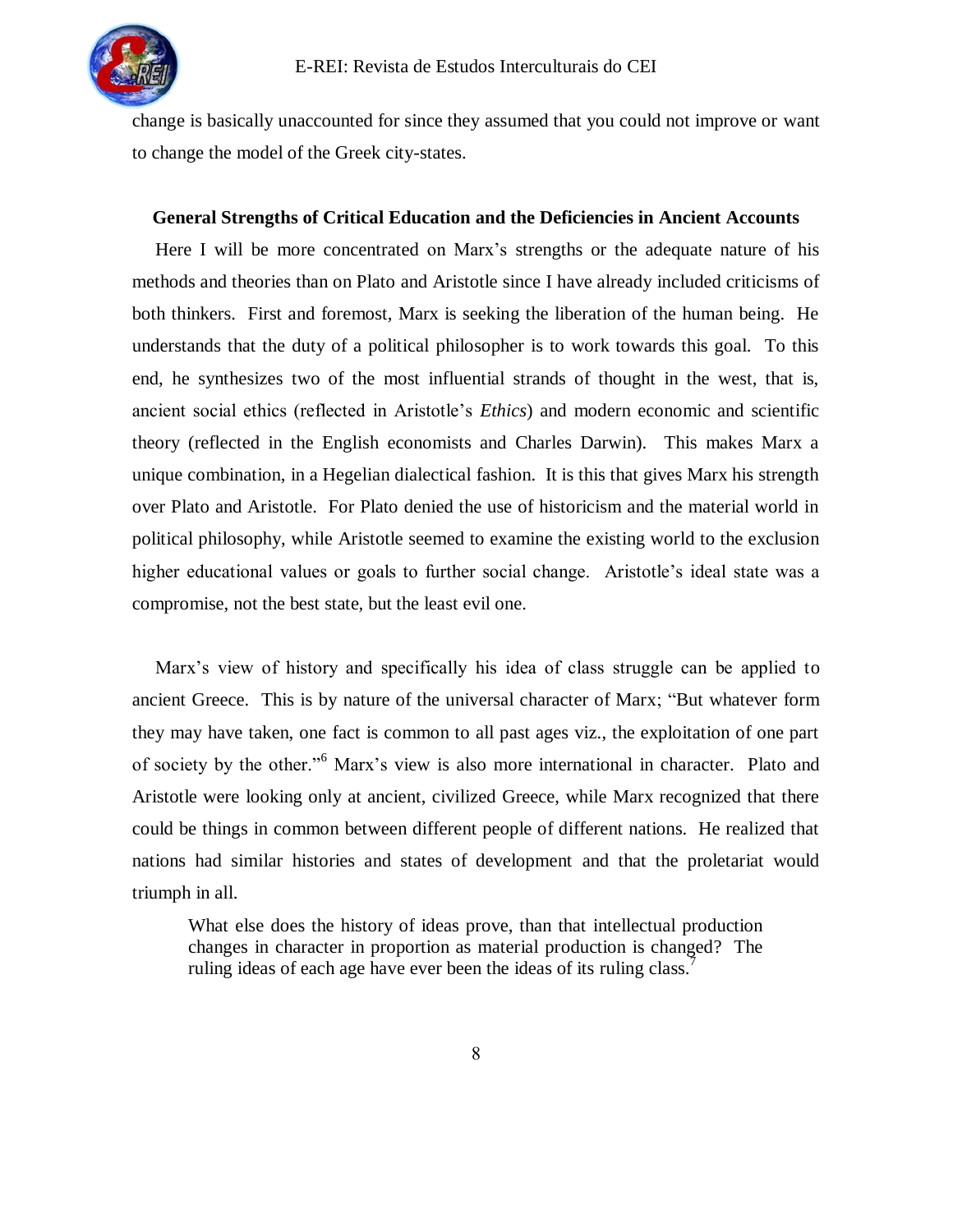change is basically unaccounted for since they assumed that you could not improve or want to change the model of the Greek city-states.

### General Strengths of Critical Education and the Deficiencies in Ancient Accounts

Here I will be more concentrated on Marx's strengths or the adequate nature of his methods and theories than on Plato and Aristotle since I have already included criticisms of both thinkers. First and foremost, Marx is seeking the liberation of the human being. He understands that the duty of a political philosopher is to work towards this goal. To this end, he synthesizes two of the most influential strands of thought in the west, that is, ancient social ethics (reflected in Aristotle's *Ethics*) and modern economic and scientific theory (reflected in the English economists and Charles Darwin). This makes Marx a unique combination, in a Hegelian dialectical fashion. It is this that gives Marx his strength over Plato and Aristotle. For Plato denied the use of historicism and the material world in political philosophy, while Aristotle seemed to examine the existing world to the exclusion higher educational values or goals to further social change. Aristotle's ideal state was a compromise, not the best state, but the least evil one.

Marx's view of history and specifically his idea of class struggle can be applied to ancient Greece. This is by nature of the universal character of Marx; "But whatever form they may have taken, one fact is common to all past ages viz., the exploitation of one part of society by the other."[6] Marx's view is also more international in character. Plato and Aristotle were looking only at ancient, civilized Greece, while Marx recognized that there could be things in common between different people of different nations. He realized that nations had similar histories and states of development and that the proletariat would triumph in all.

> What else does the history of ideas prove, than that intellectual production changes in character in proportion as material production is changed? The ruling ideas of each age have ever been the ideas of its ruling class.[7]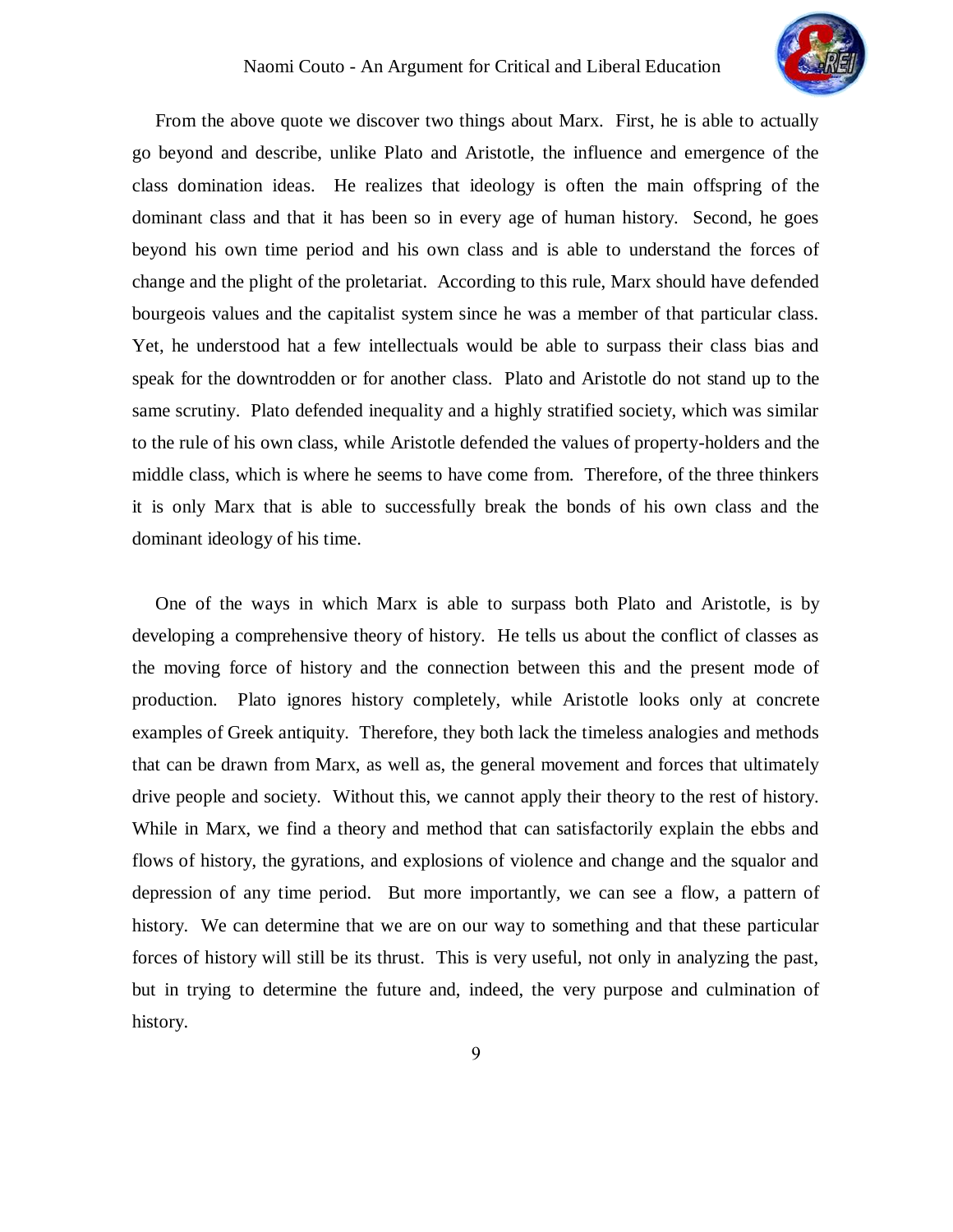From the above quote we discover two things about Marx. First, he is able to actually go beyond and describe, unlike Plato and Aristotle, the influence and emergence of the class domination ideas. He realizes that ideology is often the main offspring of the dominant class and that it has been so in every age of human history. Second, he goes beyond his own time period and his own class and is able to understand the forces of change and the plight of the proletariat. According to this rule, Marx should have defended bourgeois values and the capitalist system since he was a member of that particular class. Yet, he understood hat a few intellectuals would be able to surpass their class bias and speak for the downtrodden or for another class. Plato and Aristotle do not stand up to the same scrutiny. Plato defended inequality and a highly stratified society, which was similar to the rule of his own class, while Aristotle defended the values of property-holders and the middle class, which is where he seems to have come from. Therefore, of the three thinkers it is only Marx that is able to successfully break the bonds of his own class and the dominant ideology of his time.

One of the ways in which Marx is able to surpass both Plato and Aristotle, is by developing a comprehensive theory of history. He tells us about the conflict of classes as the moving force of history and the connection between this and the present mode of production. Plato ignores history completely, while Aristotle looks only at concrete examples of Greek antiquity. Therefore, they both lack the timeless analogies and methods that can be drawn from Marx, as well as, the general movement and forces that ultimately drive people and society. Without this, we cannot apply their theory to the rest of history. While in Marx, we find a theory and method that can satisfactorily explain the ebbs and flows of history, the gyrations, and explosions of violence and change and the squalor and depression of any time period. But more importantly, we can see a flow, a pattern of history. We can determine that we are on our way to something and that these particular forces of history will still be its thrust. This is very useful, not only in analyzing the past, but in trying to determine the future and, indeed, the very purpose and culmination of history.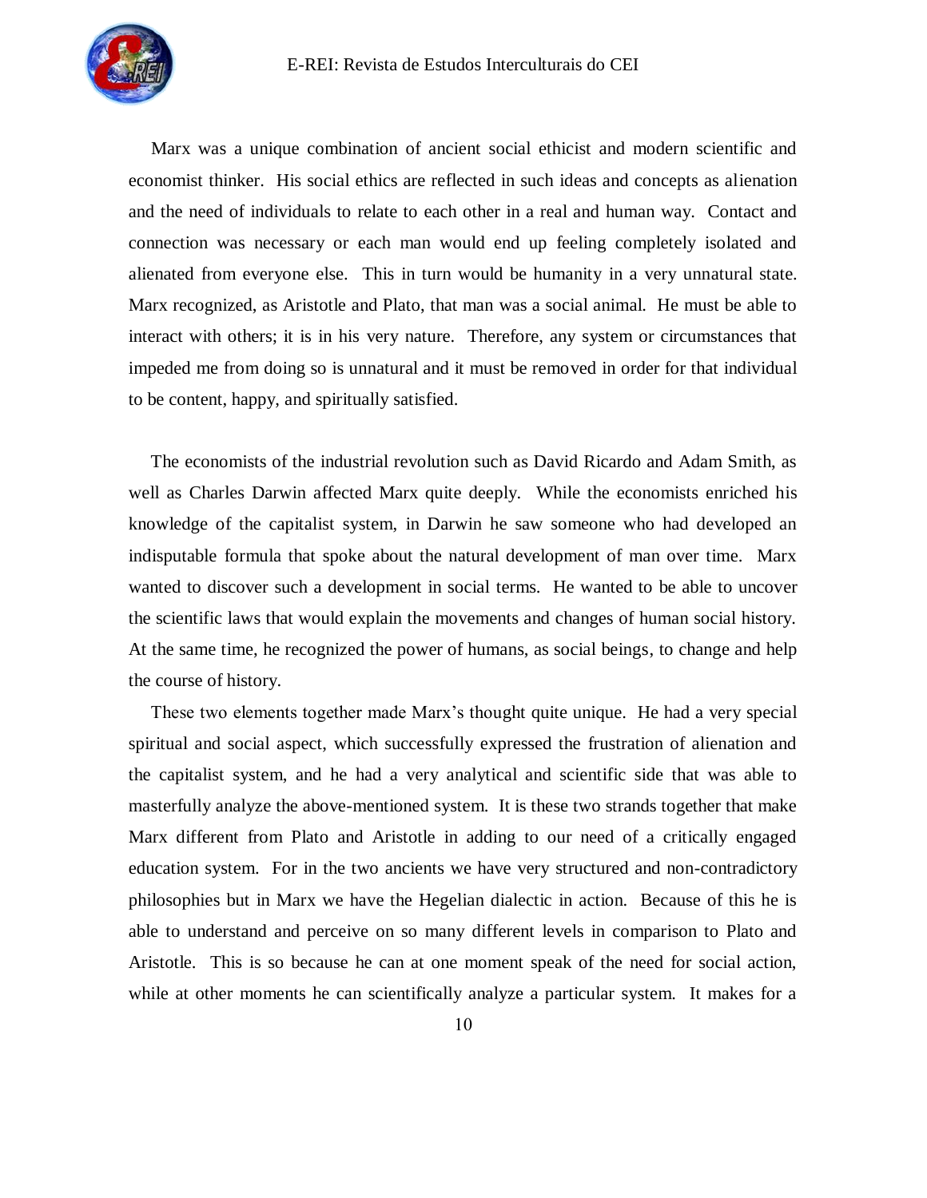Marx was a unique combination of ancient social ethicist and modern scientific and economist thinker. His social ethics are reflected in such ideas and concepts as alienation and the need of individuals to relate to each other in a real and human way. Contact and connection was necessary or each man would end up feeling completely isolated and alienated from everyone else. This in turn would be humanity in a very unnatural state. Marx recognized, as Aristotle and Plato, that man was a social animal. He must be able to interact with others; it is in his very nature. Therefore, any system or circumstances that impeded me from doing so is unnatural and it must be removed in order for that individual to be content, happy, and spiritually satisfied.

The economists of the industrial revolution such as David Ricardo and Adam Smith, as well as Charles Darwin affected Marx quite deeply. While the economists enriched his knowledge of the capitalist system, in Darwin he saw someone who had developed an indisputable formula that spoke about the natural development of man over time. Marx wanted to discover such a development in social terms. He wanted to be able to uncover the scientific laws that would explain the movements and changes of human social history. At the same time, he recognized the power of humans, as social beings, to change and help the course of history.

These two elements together made Marx's thought quite unique. He had a very special spiritual and social aspect, which successfully expressed the frustration of alienation and the capitalist system, and he had a very analytical and scientific side that was able to masterfully analyze the above-mentioned system. It is these two strands together that make Marx different from Plato and Aristotle in adding to our need of a critically engaged education system. For in the two ancients we have very structured and non-contradictory philosophies but in Marx we have the Hegelian dialectic in action. Because of this he is able to understand and perceive on so many different levels in comparison to Plato and Aristotle. This is so because he can at one moment speak of the need for social action, while at other moments he can scientifically analyze a particular system. It makes for a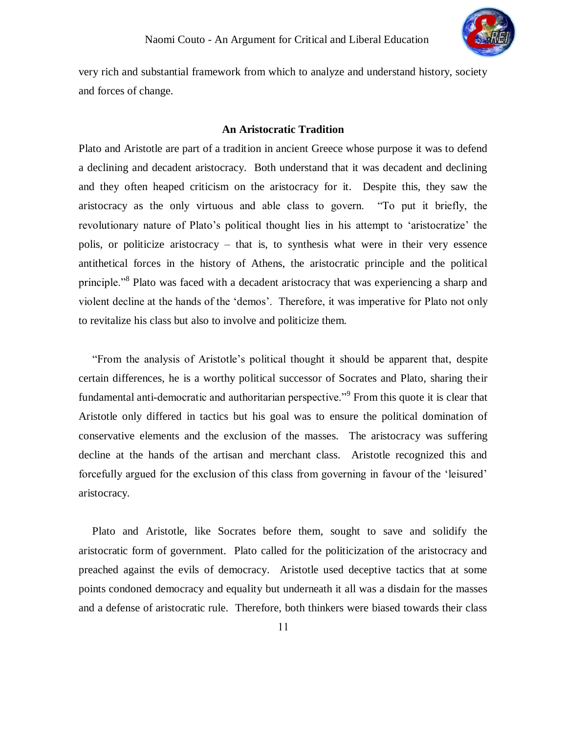very rich and substantial framework from which to analyze and understand history, society and forces of change.

### An Aristocratic Tradition

Plato and Aristotle are part of a tradition in ancient Greece whose purpose it was to defend a declining and decadent aristocracy. Both understand that it was decadent and declining and they often heaped criticism on the aristocracy for it. Despite this, they saw the aristocracy as the only virtuous and able class to govern. "To put it briefly, the revolutionary nature of Plato's political thought lies in his attempt to 'aristocratize' the polis, or politicize aristocracy – that is, to synthesis what were in their very essence antithetical forces in the history of Athens, the aristocratic principle and the political principle."[8] Plato was faced with a decadent aristocracy that was experiencing a sharp and violent decline at the hands of the 'demos'. Therefore, it was imperative for Plato not only to revitalize his class but also to involve and politicize them.

"From the analysis of Aristotle's political thought it should be apparent that, despite certain differences, he is a worthy political successor of Socrates and Plato, sharing their fundamental anti-democratic and authoritarian perspective."[9] From this quote it is clear that Aristotle only differed in tactics but his goal was to ensure the political domination of conservative elements and the exclusion of the masses. The aristocracy was suffering decline at the hands of the artisan and merchant class. Aristotle recognized this and forcefully argued for the exclusion of this class from governing in favour of the 'leisured' aristocracy.

Plato and Aristotle, like Socrates before them, sought to save and solidify the aristocratic form of government. Plato called for the politicization of the aristocracy and preached against the evils of democracy. Aristotle used deceptive tactics that at some points condoned democracy and equality but underneath it all was a disdain for the masses and a defense of aristocratic rule. Therefore, both thinkers were biased towards their class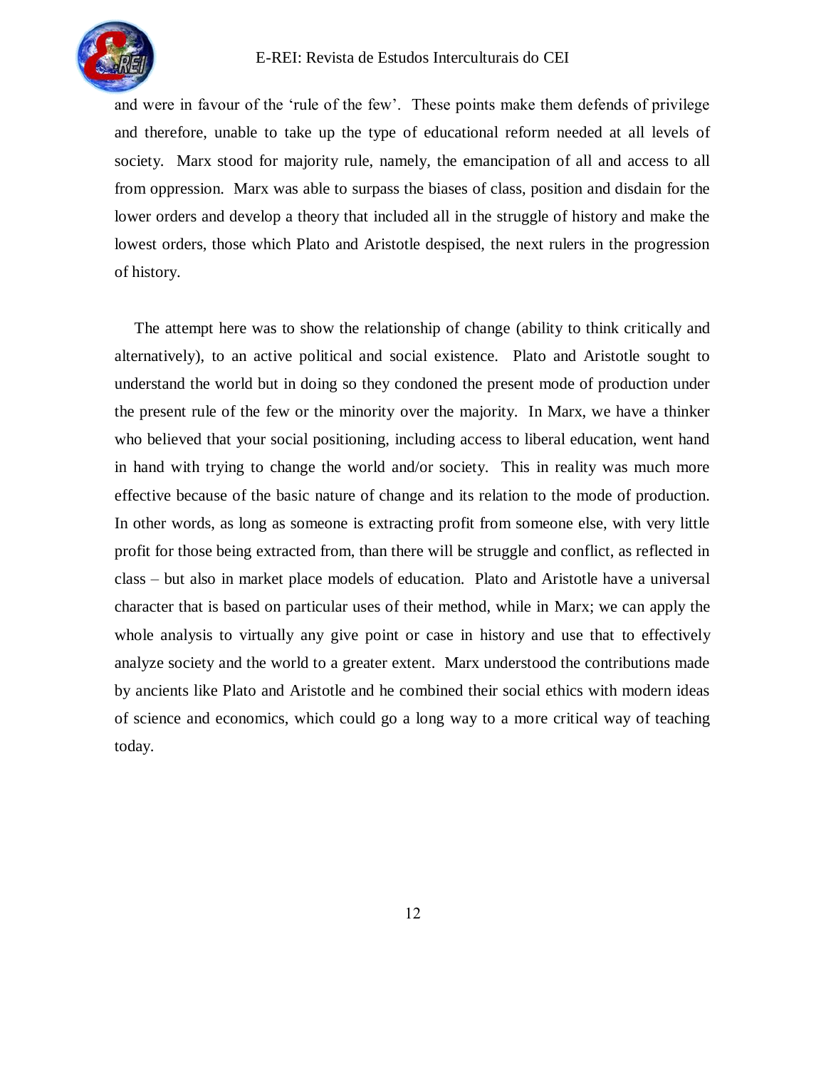and were in favour of the 'rule of the few'. These points make them defends of privilege and therefore, unable to take up the type of educational reform needed at all levels of society. Marx stood for majority rule, namely, the emancipation of all and access to all from oppression. Marx was able to surpass the biases of class, position and disdain for the lower orders and develop a theory that included all in the struggle of history and make the lowest orders, those which Plato and Aristotle despised, the next rulers in the progression of history.

The attempt here was to show the relationship of change (ability to think critically and alternatively), to an active political and social existence. Plato and Aristotle sought to understand the world but in doing so they condoned the present mode of production under the present rule of the few or the minority over the majority. In Marx, we have a thinker who believed that your social positioning, including access to liberal education, went hand in hand with trying to change the world and/or society. This in reality was much more effective because of the basic nature of change and its relation to the mode of production. In other words, as long as someone is extracting profit from someone else, with very little profit for those being extracted from, than there will be struggle and conflict, as reflected in class – but also in market place models of education. Plato and Aristotle have a universal character that is based on particular uses of their method, while in Marx; we can apply the whole analysis to virtually any give point or case in history and use that to effectively analyze society and the world to a greater extent. Marx understood the contributions made by ancients like Plato and Aristotle and he combined their social ethics with modern ideas of science and economics, which could go a long way to a more critical way of teaching today.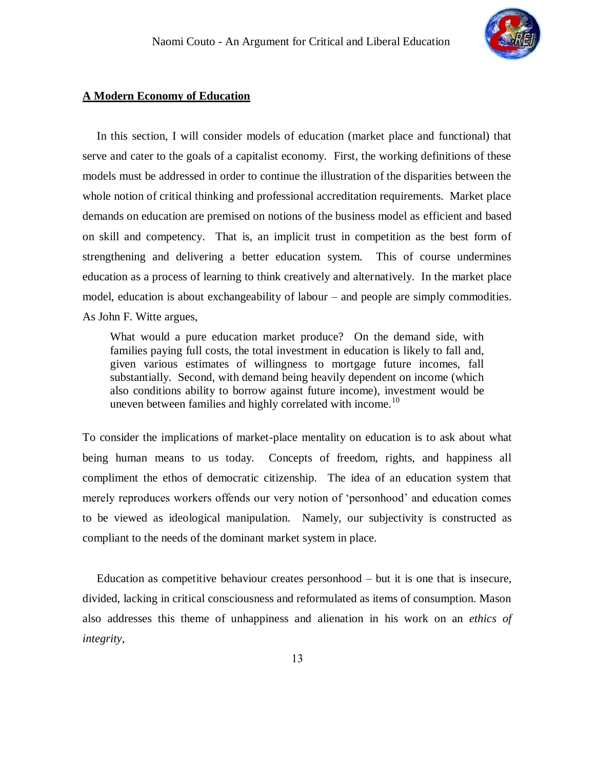## A Modern Economy of Education

In this section, I will consider models of education (market place and functional) that serve and cater to the goals of a capitalist economy. First, the working definitions of these models must be addressed in order to continue the illustration of the disparities between the whole notion of critical thinking and professional accreditation requirements. Market place demands on education are premised on notions of the business model as efficient and based on skill and competency. That is, an implicit trust in competition as the best form of strengthening and delivering a better education system. This of course undermines education as a process of learning to think creatively and alternatively. In the market place model, education is about exchangeability of labour – and people are simply commodities. As John F. Witte argues,

> What would a pure education market produce? On the demand side, with families paying full costs, the total investment in education is likely to fall and, given various estimates of willingness to mortgage future incomes, fall substantially. Second, with demand being heavily dependent on income (which also conditions ability to borrow against future income), investment would be uneven between families and highly correlated with income.[10]

To consider the implications of market-place mentality on education is to ask about what being human means to us today. Concepts of freedom, rights, and happiness all compliment the ethos of democratic citizenship. The idea of an education system that merely reproduces workers offends our very notion of 'personhood' and education comes to be viewed as ideological manipulation. Namely, our subjectivity is constructed as compliant to the needs of the dominant market system in place.

Education as competitive behaviour creates personhood – but it is one that is insecure, divided, lacking in critical consciousness and reformulated as items of consumption. Mason also addresses this theme of unhappiness and alienation in his work on an *ethics of integrity*,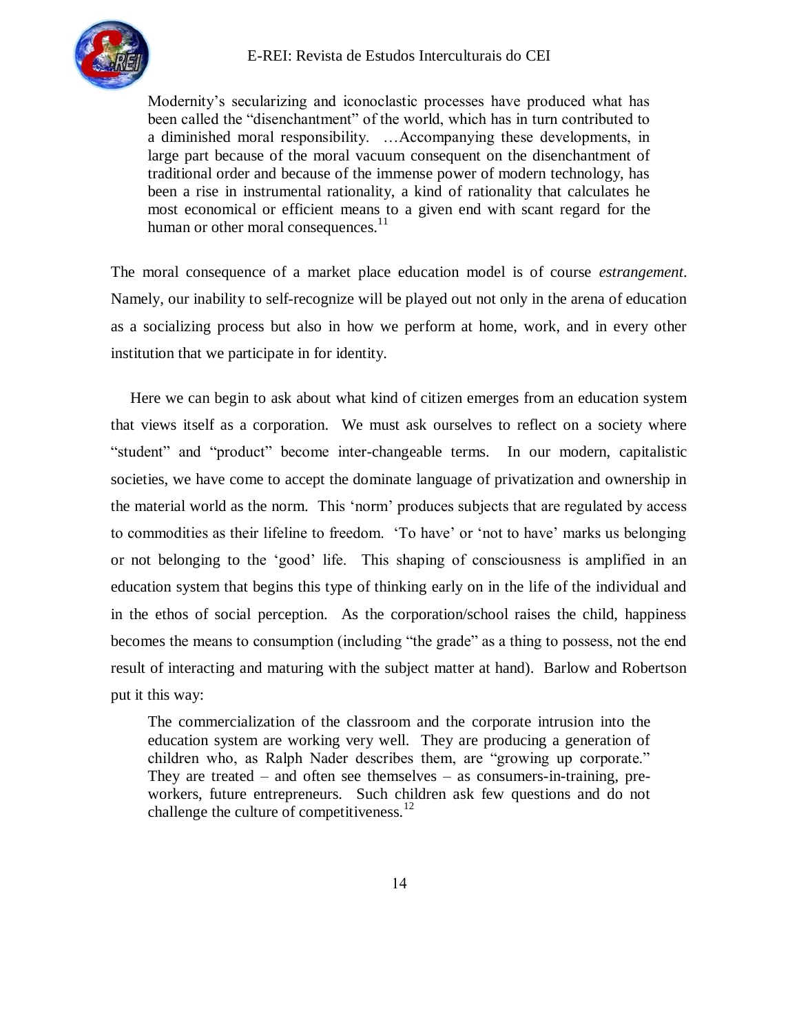> Modernity's secularizing and iconoclastic processes have produced what has been called the "disenchantment" of the world, which has in turn contributed to a diminished moral responsibility. …Accompanying these developments, in large part because of the moral vacuum consequent on the disenchantment of traditional order and because of the immense power of modern technology, has been a rise in instrumental rationality, a kind of rationality that calculates he most economical or efficient means to a given end with scant regard for the human or other moral consequences.[11]

The moral consequence of a market place education model is of course *estrangement*. Namely, our inability to self-recognize will be played out not only in the arena of education as a socializing process but also in how we perform at home, work, and in every other institution that we participate in for identity.

Here we can begin to ask about what kind of citizen emerges from an education system that views itself as a corporation. We must ask ourselves to reflect on a society where "student" and "product" become inter-changeable terms. In our modern, capitalistic societies, we have come to accept the dominate language of privatization and ownership in the material world as the norm. This 'norm' produces subjects that are regulated by access to commodities as their lifeline to freedom. 'To have' or 'not to have' marks us belonging or not belonging to the 'good' life. This shaping of consciousness is amplified in an education system that begins this type of thinking early on in the life of the individual and in the ethos of social perception. As the corporation/school raises the child, happiness becomes the means to consumption (including "the grade" as a thing to possess, not the end result of interacting and maturing with the subject matter at hand). Barlow and Robertson put it this way:

> The commercialization of the classroom and the corporate intrusion into the education system are working very well. They are producing a generation of children who, as Ralph Nader describes them, are "growing up corporate." They are treated – and often see themselves – as consumers-in-training, pre-workers, future entrepreneurs. Such children ask few questions and do not challenge the culture of competitiveness.[12]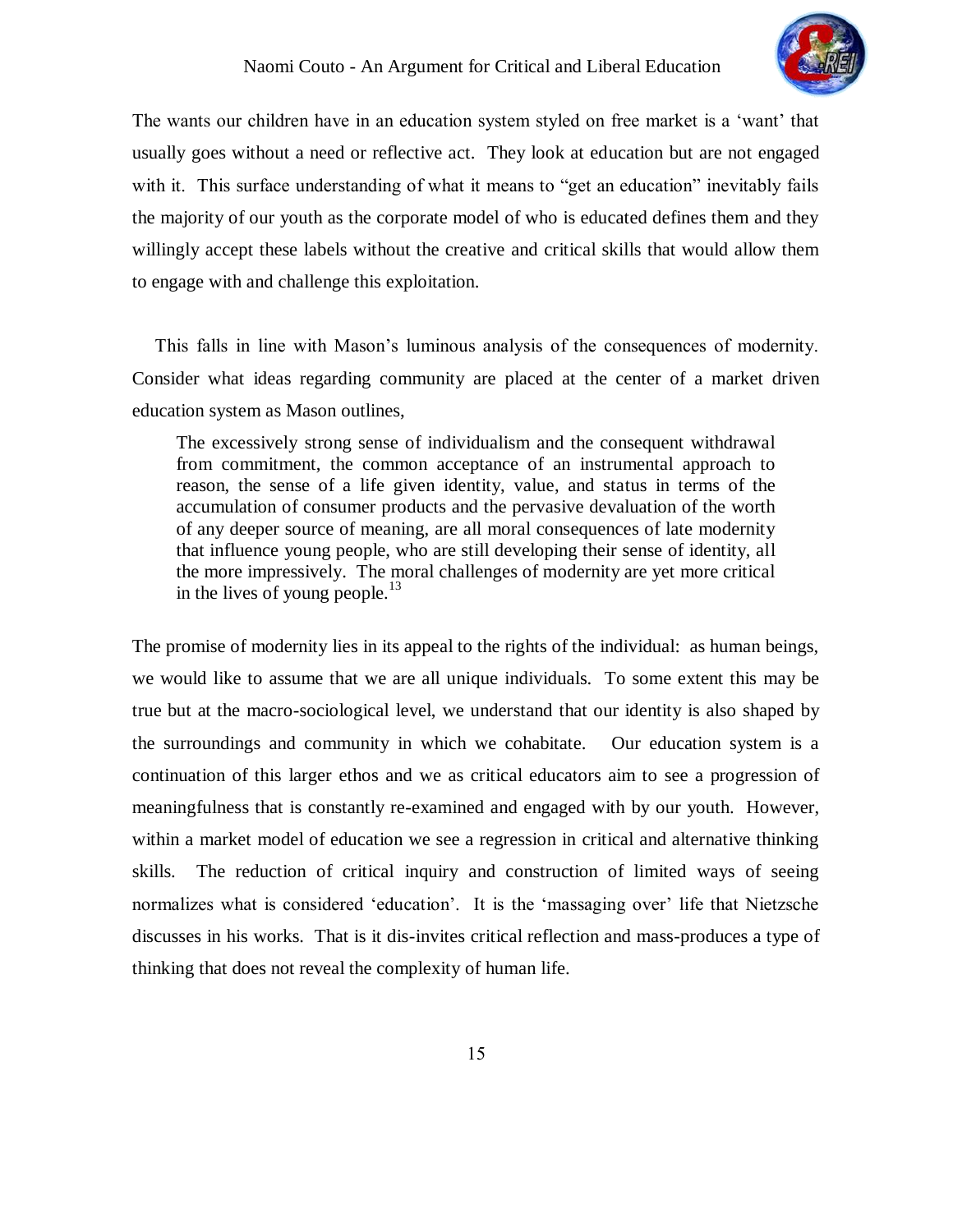The wants our children have in an education system styled on free market is a 'want' that usually goes without a need or reflective act. They look at education but are not engaged with it. This surface understanding of what it means to "get an education" inevitably fails the majority of our youth as the corporate model of who is educated defines them and they willingly accept these labels without the creative and critical skills that would allow them to engage with and challenge this exploitation.

This falls in line with Mason's luminous analysis of the consequences of modernity. Consider what ideas regarding community are placed at the center of a market driven education system as Mason outlines,

> The excessively strong sense of individualism and the consequent withdrawal from commitment, the common acceptance of an instrumental approach to reason, the sense of a life given identity, value, and status in terms of the accumulation of consumer products and the pervasive devaluation of the worth of any deeper source of meaning, are all moral consequences of late modernity that influence young people, who are still developing their sense of identity, all the more impressively. The moral challenges of modernity are yet more critical in the lives of young people.[13]

The promise of modernity lies in its appeal to the rights of the individual: as human beings, we would like to assume that we are all unique individuals. To some extent this may be true but at the macro-sociological level, we understand that our identity is also shaped by the surroundings and community in which we cohabitate. Our education system is a continuation of this larger ethos and we as critical educators aim to see a progression of meaningfulness that is constantly re-examined and engaged with by our youth. However, within a market model of education we see a regression in critical and alternative thinking skills. The reduction of critical inquiry and construction of limited ways of seeing normalizes what is considered 'education'. It is the 'massaging over' life that Nietzsche discusses in his works. That is it dis-invites critical reflection and mass-produces a type of thinking that does not reveal the complexity of human life.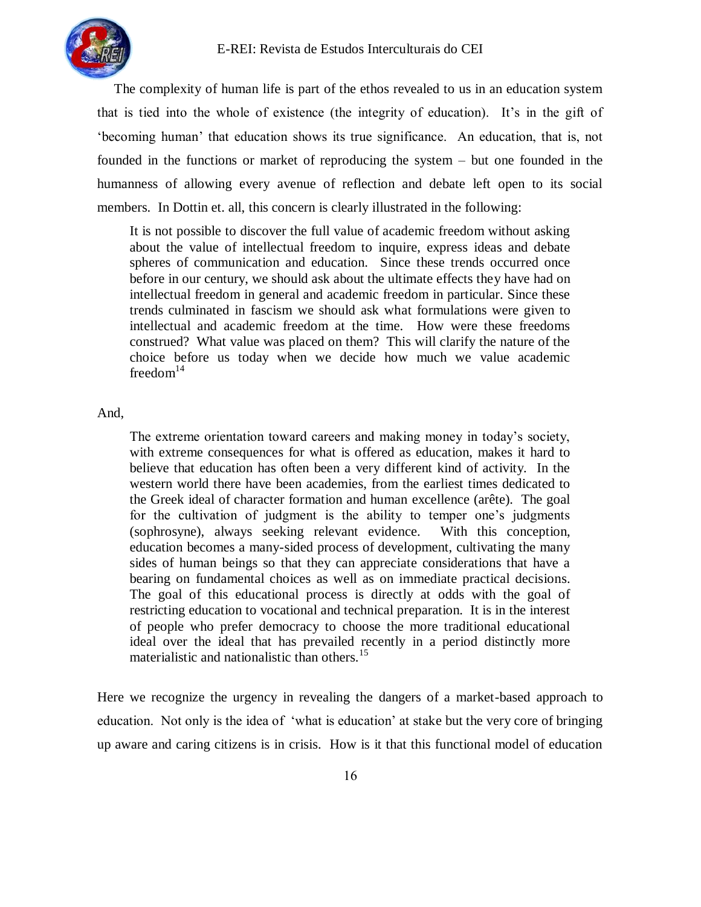The complexity of human life is part of the ethos revealed to us in an education system that is tied into the whole of existence (the integrity of education). It's in the gift of 'becoming human' that education shows its true significance. An education, that is, not founded in the functions or market of reproducing the system – but one founded in the humanness of allowing every avenue of reflection and debate left open to its social members. In Dottin et. all, this concern is clearly illustrated in the following:

> It is not possible to discover the full value of academic freedom without asking about the value of intellectual freedom to inquire, express ideas and debate spheres of communication and education. Since these trends occurred once before in our century, we should ask about the ultimate effects they have had on intellectual freedom in general and academic freedom in particular. Since these trends culminated in fascism we should ask what formulations were given to intellectual and academic freedom at the time. How were these freedoms construed? What value was placed on them? This will clarify the nature of the choice before us today when we decide how much we value academic freedom[14]

And,

> The extreme orientation toward careers and making money in today's society, with extreme consequences for what is offered as education, makes it hard to believe that education has often been a very different kind of activity. In the western world there have been academies, from the earliest times dedicated to the Greek ideal of character formation and human excellence (arête). The goal for the cultivation of judgment is the ability to temper one's judgments (sophrosyne), always seeking relevant evidence. With this conception, education becomes a many-sided process of development, cultivating the many sides of human beings so that they can appreciate considerations that have a bearing on fundamental choices as well as on immediate practical decisions. The goal of this educational process is directly at odds with the goal of restricting education to vocational and technical preparation. It is in the interest of people who prefer democracy to choose the more traditional educational ideal over the ideal that has prevailed recently in a period distinctly more materialistic and nationalistic than others.[15]

Here we recognize the urgency in revealing the dangers of a market-based approach to education. Not only is the idea of 'what is education' at stake but the very core of bringing up aware and caring citizens is in crisis. How is it that this functional model of education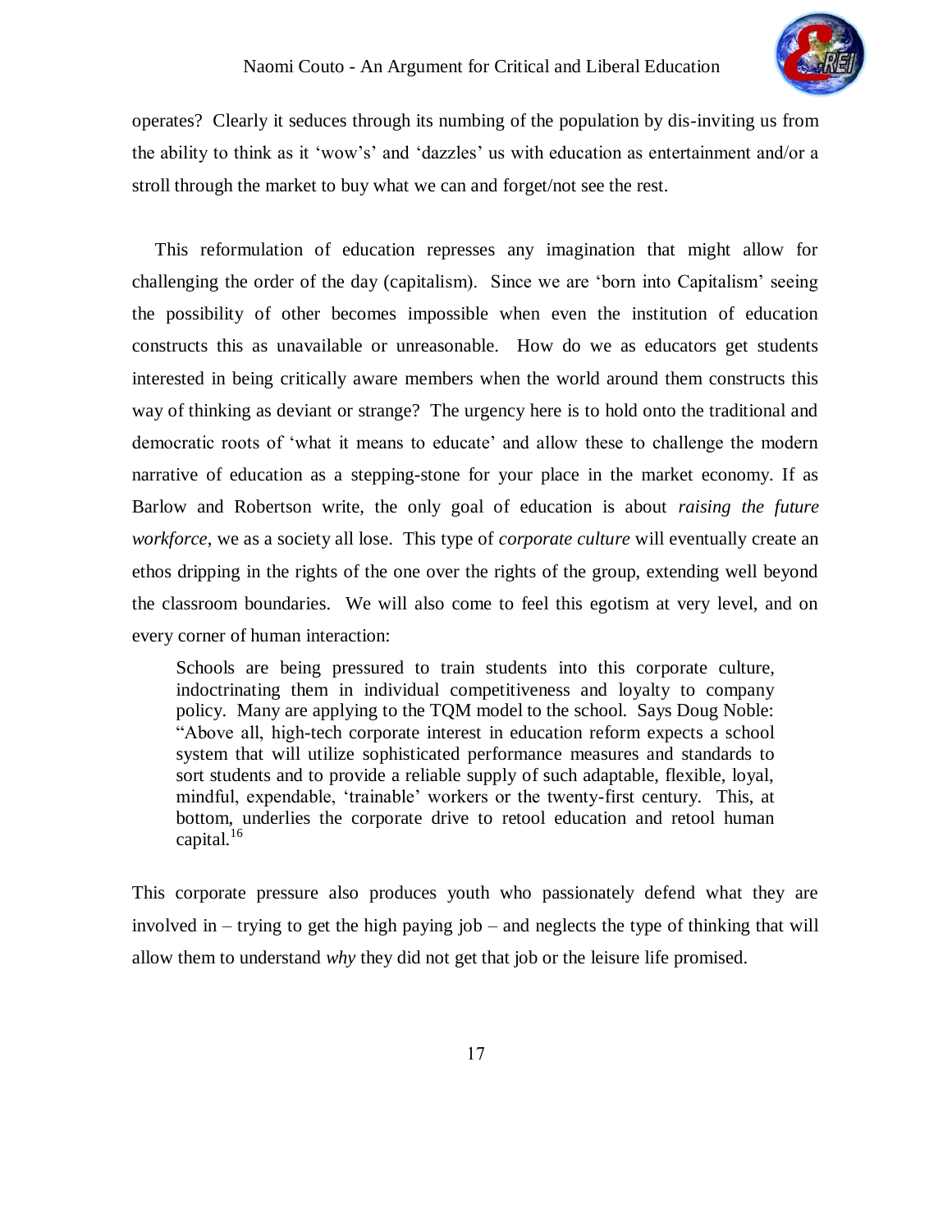operates? Clearly it seduces through its numbing of the population by dis-inviting us from the ability to think as it 'wow's' and 'dazzles' us with education as entertainment and/or a stroll through the market to buy what we can and forget/not see the rest.

This reformulation of education represses any imagination that might allow for challenging the order of the day (capitalism). Since we are 'born into Capitalism' seeing the possibility of other becomes impossible when even the institution of education constructs this as unavailable or unreasonable. How do we as educators get students interested in being critically aware members when the world around them constructs this way of thinking as deviant or strange? The urgency here is to hold onto the traditional and democratic roots of 'what it means to educate' and allow these to challenge the modern narrative of education as a stepping-stone for your place in the market economy. If as Barlow and Robertson write, the only goal of education is about *raising the future workforce*, we as a society all lose. This type of *corporate culture* will eventually create an ethos dripping in the rights of the one over the rights of the group, extending well beyond the classroom boundaries. We will also come to feel this egotism at very level, and on every corner of human interaction:

> Schools are being pressured to train students into this corporate culture, indoctrinating them in individual competitiveness and loyalty to company policy. Many are applying to the TQM model to the school. Says Doug Noble: "Above all, high-tech corporate interest in education reform expects a school system that will utilize sophisticated performance measures and standards to sort students and to provide a reliable supply of such adaptable, flexible, loyal, mindful, expendable, 'trainable' workers or the twenty-first century. This, at bottom, underlies the corporate drive to retool education and retool human capital.[16]

This corporate pressure also produces youth who passionately defend what they are involved in – trying to get the high paying job – and neglects the type of thinking that will allow them to understand *why* they did not get that job or the leisure life promised.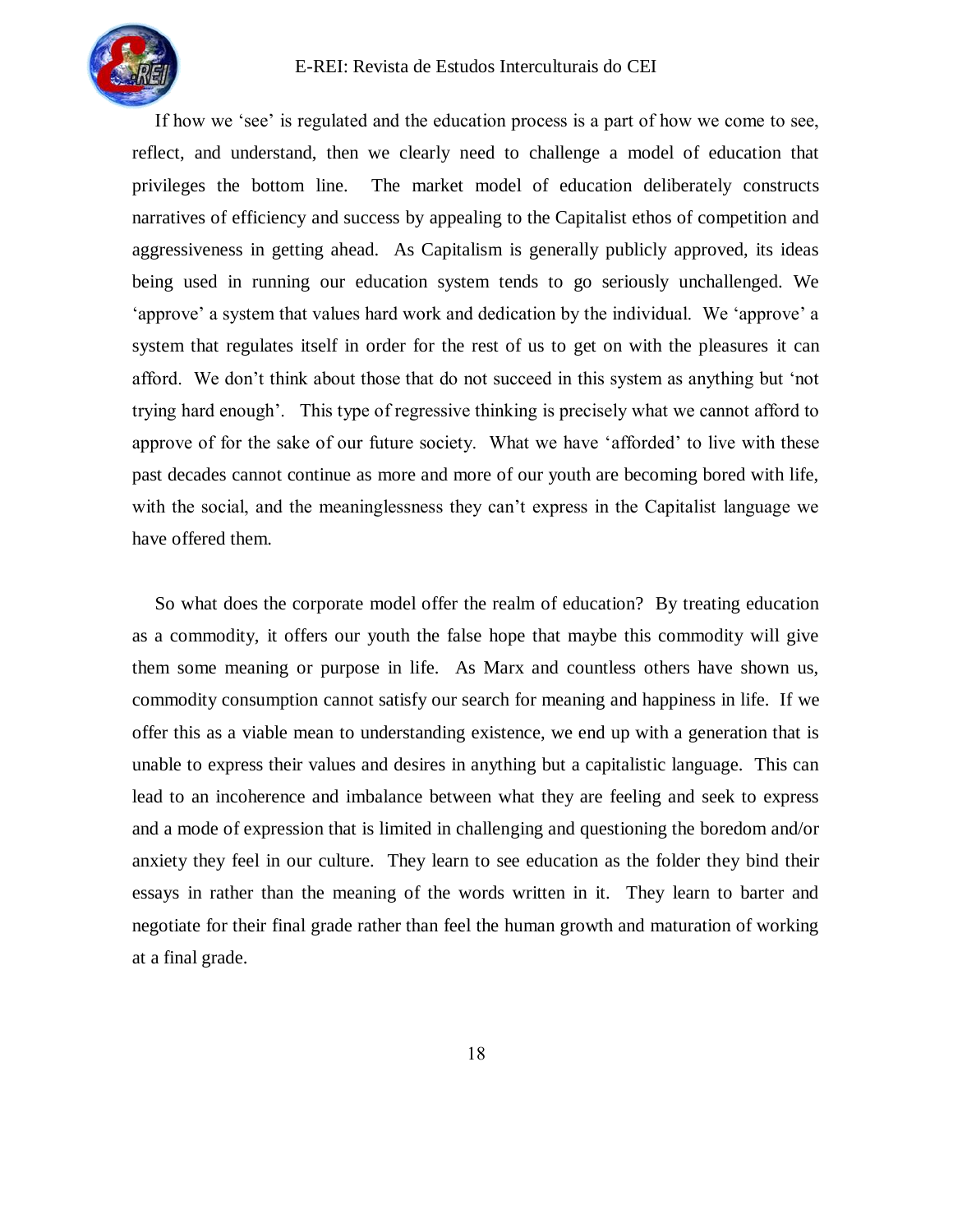If how we 'see' is regulated and the education process is a part of how we come to see, reflect, and understand, then we clearly need to challenge a model of education that privileges the bottom line. The market model of education deliberately constructs narratives of efficiency and success by appealing to the Capitalist ethos of competition and aggressiveness in getting ahead. As Capitalism is generally publicly approved, its ideas being used in running our education system tends to go seriously unchallenged. We 'approve' a system that values hard work and dedication by the individual. We 'approve' a system that regulates itself in order for the rest of us to get on with the pleasures it can afford. We don't think about those that do not succeed in this system as anything but 'not trying hard enough'. This type of regressive thinking is precisely what we cannot afford to approve of for the sake of our future society. What we have 'afforded' to live with these past decades cannot continue as more and more of our youth are becoming bored with life, with the social, and the meaninglessness they can't express in the Capitalist language we have offered them.

So what does the corporate model offer the realm of education? By treating education as a commodity, it offers our youth the false hope that maybe this commodity will give them some meaning or purpose in life. As Marx and countless others have shown us, commodity consumption cannot satisfy our search for meaning and happiness in life. If we offer this as a viable mean to understanding existence, we end up with a generation that is unable to express their values and desires in anything but a capitalistic language. This can lead to an incoherence and imbalance between what they are feeling and seek to express and a mode of expression that is limited in challenging and questioning the boredom and/or anxiety they feel in our culture. They learn to see education as the folder they bind their essays in rather than the meaning of the words written in it. They learn to barter and negotiate for their final grade rather than feel the human growth and maturation of working at a final grade.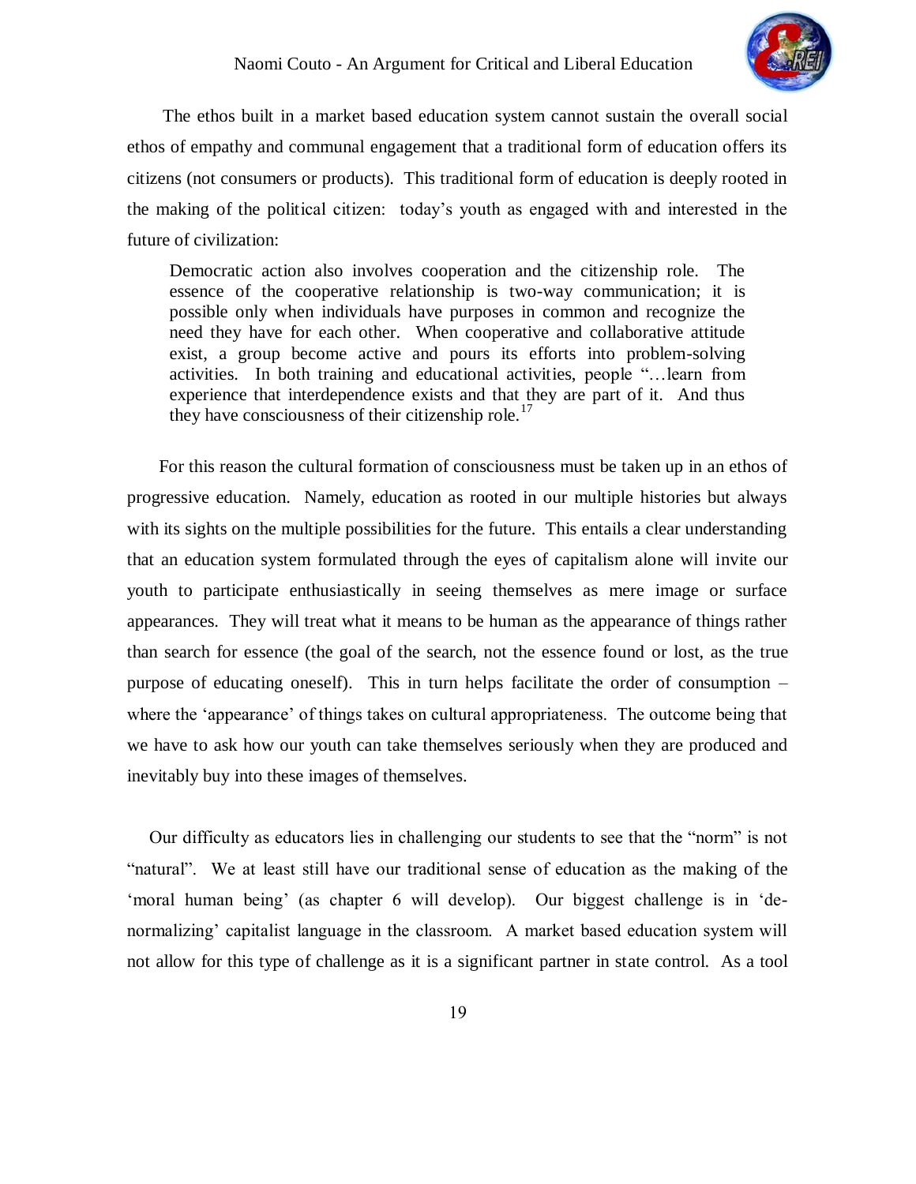The ethos built in a market based education system cannot sustain the overall social ethos of empathy and communal engagement that a traditional form of education offers its citizens (not consumers or products). This traditional form of education is deeply rooted in the making of the political citizen: today's youth as engaged with and interested in the future of civilization:

> Democratic action also involves cooperation and the citizenship role. The essence of the cooperative relationship is two-way communication; it is possible only when individuals have purposes in common and recognize the need they have for each other. When cooperative and collaborative attitude exist, a group become active and pours its efforts into problem-solving activities. In both training and educational activities, people "…learn from experience that interdependence exists and that they are part of it. And thus they have consciousness of their citizenship role.[17]

For this reason the cultural formation of consciousness must be taken up in an ethos of progressive education. Namely, education as rooted in our multiple histories but always with its sights on the multiple possibilities for the future. This entails a clear understanding that an education system formulated through the eyes of capitalism alone will invite our youth to participate enthusiastically in seeing themselves as mere image or surface appearances. They will treat what it means to be human as the appearance of things rather than search for essence (the goal of the search, not the essence found or lost, as the true purpose of educating oneself). This in turn helps facilitate the order of consumption – where the 'appearance' of things takes on cultural appropriateness. The outcome being that we have to ask how our youth can take themselves seriously when they are produced and inevitably buy into these images of themselves.

Our difficulty as educators lies in challenging our students to see that the "norm" is not "natural". We at least still have our traditional sense of education as the making of the 'moral human being' (as chapter 6 will develop). Our biggest challenge is in 'de-normalizing' capitalist language in the classroom. A market based education system will not allow for this type of challenge as it is a significant partner in state control. As a tool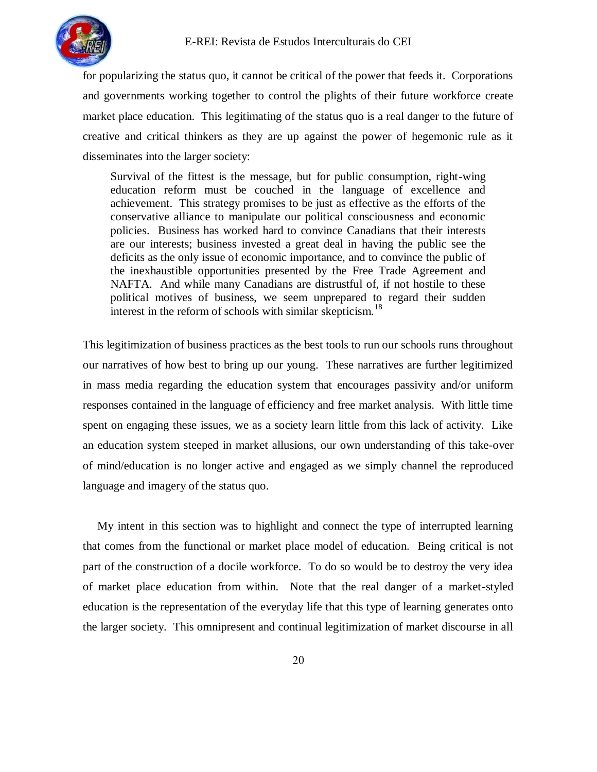for popularizing the status quo, it cannot be critical of the power that feeds it. Corporations and governments working together to control the plights of their future workforce create market place education. This legitimating of the status quo is a real danger to the future of creative and critical thinkers as they are up against the power of hegemonic rule as it disseminates into the larger society:

> Survival of the fittest is the message, but for public consumption, right-wing education reform must be couched in the language of excellence and achievement. This strategy promises to be just as effective as the efforts of the conservative alliance to manipulate our political consciousness and economic policies. Business has worked hard to convince Canadians that their interests are our interests; business invested a great deal in having the public see the deficits as the only issue of economic importance, and to convince the public of the inexhaustible opportunities presented by the Free Trade Agreement and NAFTA. And while many Canadians are distrustful of, if not hostile to these political motives of business, we seem unprepared to regard their sudden interest in the reform of schools with similar skepticism.[18]

This legitimization of business practices as the best tools to run our schools runs throughout our narratives of how best to bring up our young. These narratives are further legitimized in mass media regarding the education system that encourages passivity and/or uniform responses contained in the language of efficiency and free market analysis. With little time spent on engaging these issues, we as a society learn little from this lack of activity. Like an education system steeped in market allusions, our own understanding of this take-over of mind/education is no longer active and engaged as we simply channel the reproduced language and imagery of the status quo.

My intent in this section was to highlight and connect the type of interrupted learning that comes from the functional or market place model of education. Being critical is not part of the construction of a docile workforce. To do so would be to destroy the very idea of market place education from within. Note that the real danger of a market-styled education is the representation of the everyday life that this type of learning generates onto the larger society. This omnipresent and continual legitimization of market discourse in all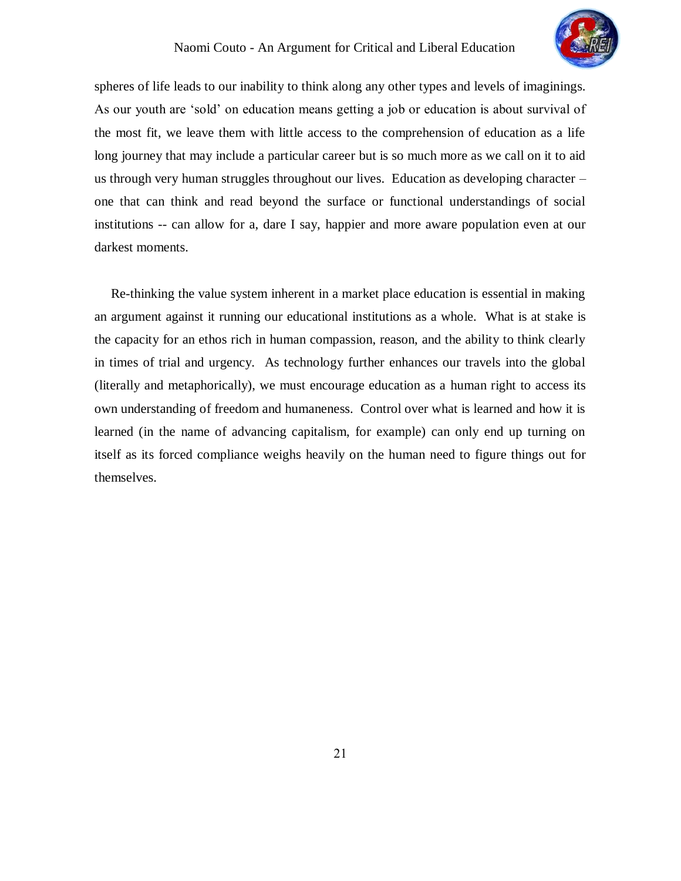spheres of life leads to our inability to think along any other types and levels of imaginings. As our youth are 'sold' on education means getting a job or education is about survival of the most fit, we leave them with little access to the comprehension of education as a life long journey that may include a particular career but is so much more as we call on it to aid us through very human struggles throughout our lives. Education as developing character – one that can think and read beyond the surface or functional understandings of social institutions -- can allow for a, dare I say, happier and more aware population even at our darkest moments.

Re-thinking the value system inherent in a market place education is essential in making an argument against it running our educational institutions as a whole. What is at stake is the capacity for an ethos rich in human compassion, reason, and the ability to think clearly in times of trial and urgency. As technology further enhances our travels into the global (literally and metaphorically), we must encourage education as a human right to access its own understanding of freedom and humaneness. Control over what is learned and how it is learned (in the name of advancing capitalism, for example) can only end up turning on itself as its forced compliance weighs heavily on the human need to figure things out for themselves.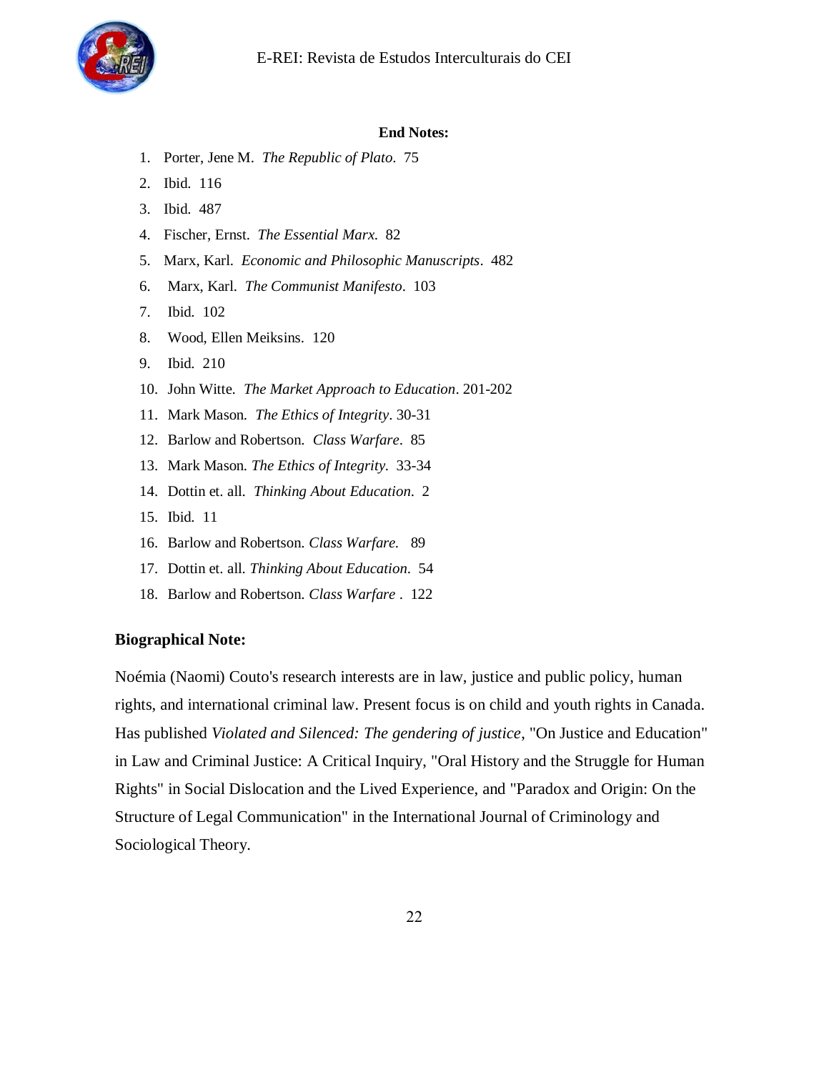**End Notes:**

1. Porter, Jene M. *The Republic of Plato*. 75
2. Ibid. 116
3. Ibid. 487
4. Fischer, Ernst. *The Essential Marx.* 82
5. Marx, Karl. *Economic and Philosophic Manuscripts*. 482
6. Marx, Karl. *The Communist Manifesto*. 103
7. Ibid. 102
8. Wood, Ellen Meiksins. 120
9. Ibid. 210
10. John Witte. *The Market Approach to Education*. 201-202
11. Mark Mason. *The Ethics of Integrity*. 30-31
12. Barlow and Robertson. *Class Warfare*. 85
13. Mark Mason. *The Ethics of Integrity.* 33-34
14. Dottin et. all. *Thinking About Education*. 2
15. Ibid. 11
16. Barlow and Robertson. *Class Warfare.* 89
17. Dottin et. all. *Thinking About Education.* 54
18. Barlow and Robertson. *Class Warfare* . 122

**Biographical Note:**

Noémia (Naomi) Couto's research interests are in law, justice and public policy, human rights, and international criminal law. Present focus is on child and youth rights in Canada. Has published *Violated and Silenced: The gendering of justice*, "On Justice and Education" in Law and Criminal Justice: A Critical Inquiry, "Oral History and the Struggle for Human Rights" in Social Dislocation and the Lived Experience, and "Paradox and Origin: On the Structure of Legal Communication" in the International Journal of Criminology and Sociological Theory.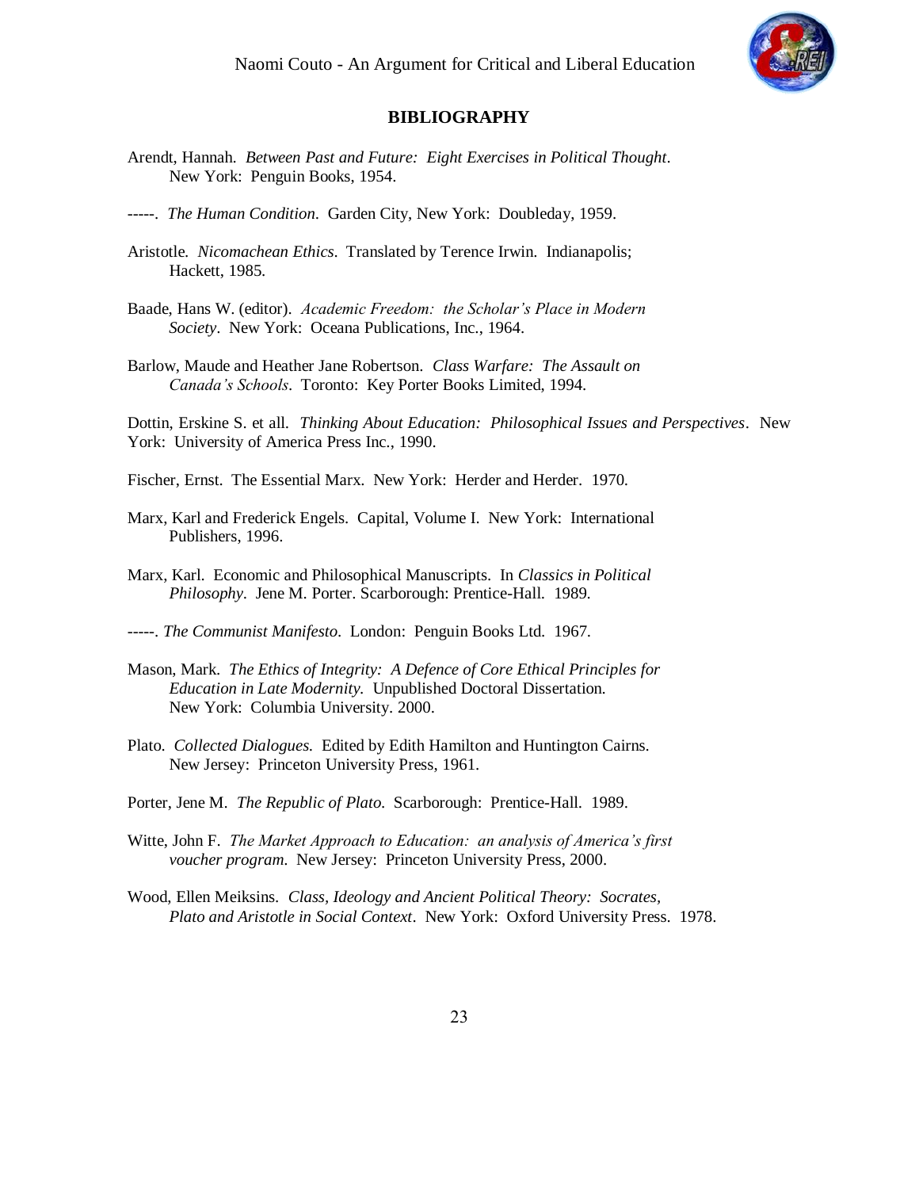## BIBLIOGRAPHY

Arendt, Hannah. *Between Past and Future: Eight Exercises in Political Thought*. New York: Penguin Books, 1954.

-----. *The Human Condition*. Garden City, New York: Doubleday, 1959.

Aristotle. *Nicomachean Ethics*. Translated by Terence Irwin. Indianapolis; Hackett, 1985.

Baade, Hans W. (editor). *Academic Freedom: the Scholar's Place in Modern Society*. New York: Oceana Publications, Inc., 1964.

Barlow, Maude and Heather Jane Robertson. *Class Warfare: The Assault on Canada's Schools*. Toronto: Key Porter Books Limited, 1994.

Dottin, Erskine S. et all. *Thinking About Education: Philosophical Issues and Perspectives*. New York: University of America Press Inc., 1990.

Fischer, Ernst. The Essential Marx. New York: Herder and Herder. 1970.

Marx, Karl and Frederick Engels. Capital, Volume I. New York: International Publishers, 1996.

Marx, Karl. Economic and Philosophical Manuscripts. In *Classics in Political Philosophy*. Jene M. Porter. Scarborough: Prentice-Hall. 1989.

-----. *The Communist Manifesto*. London: Penguin Books Ltd. 1967.

Mason, Mark. *The Ethics of Integrity: A Defence of Core Ethical Principles for Education in Late Modernity.* Unpublished Doctoral Dissertation. New York: Columbia University. 2000.

Plato. *Collected Dialogues.* Edited by Edith Hamilton and Huntington Cairns. New Jersey: Princeton University Press, 1961.

Porter, Jene M. *The Republic of Plato.* Scarborough: Prentice-Hall. 1989.

Witte, John F. *The Market Approach to Education: an analysis of America's first voucher program.* New Jersey: Princeton University Press, 2000.

Wood, Ellen Meiksins. *Class, Ideology and Ancient Political Theory: Socrates, Plato and Aristotle in Social Context*. New York: Oxford University Press. 1978.